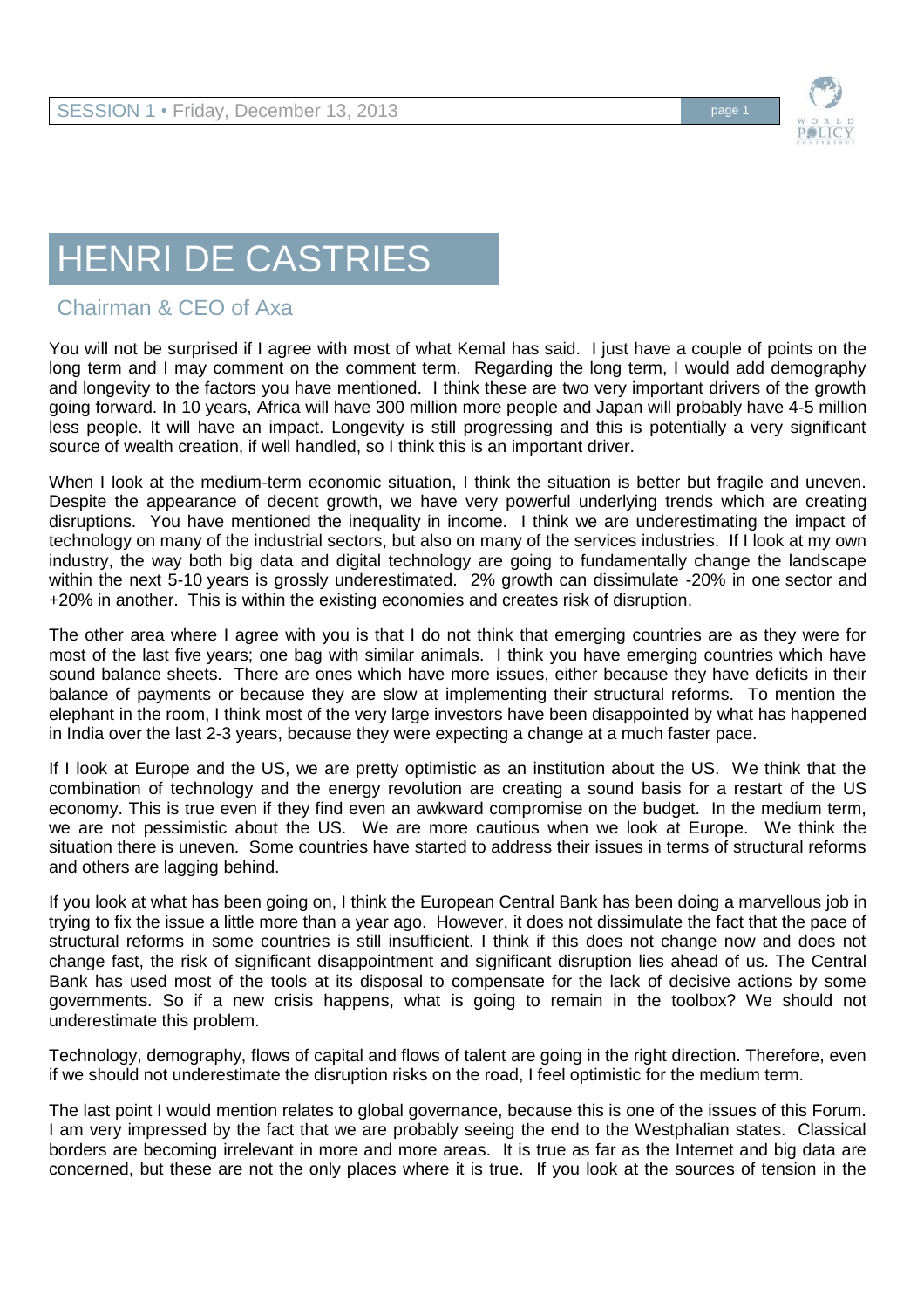# HENRI DE CASTRIES

## Chairman & CEO of Axa

You will not be surprised if I agree with most of what Kemal has said. I just have a couple of points on the long term and I may comment on the comment term. Regarding the long term, I would add demography and longevity to the factors you have mentioned. I think these are two very important drivers of the growth going forward. In 10 years, Africa will have 300 million more people and Japan will probably have 4-5 million less people. It will have an impact. Longevity is still progressing and this is potentially a very significant source of wealth creation, if well handled, so I think this is an important driver.

When I look at the medium-term economic situation, I think the situation is better but fragile and uneven. Despite the appearance of decent growth, we have very powerful underlying trends which are creating disruptions. You have mentioned the inequality in income. I think we are underestimating the impact of technology on many of the industrial sectors, but also on many of the services industries. If I look at my own industry, the way both big data and digital technology are going to fundamentally change the landscape within the next 5-10 years is grossly underestimated. 2% growth can dissimulate -20% in one sector and +20% in another. This is within the existing economies and creates risk of disruption.

The other area where I agree with you is that I do not think that emerging countries are as they were for most of the last five years; one bag with similar animals. I think you have emerging countries which have sound balance sheets. There are ones which have more issues, either because they have deficits in their balance of payments or because they are slow at implementing their structural reforms. To mention the elephant in the room, I think most of the very large investors have been disappointed by what has happened in India over the last 2-3 years, because they were expecting a change at a much faster pace.

If I look at Europe and the US, we are pretty optimistic as an institution about the US. We think that the combination of technology and the energy revolution are creating a sound basis for a restart of the US economy. This is true even if they find even an awkward compromise on the budget. In the medium term, we are not pessimistic about the US. We are more cautious when we look at Europe. We think the situation there is uneven. Some countries have started to address their issues in terms of structural reforms and others are lagging behind.

If you look at what has been going on, I think the European Central Bank has been doing a marvellous job in trying to fix the issue a little more than a year ago. However, it does not dissimulate the fact that the pace of structural reforms in some countries is still insufficient. I think if this does not change now and does not change fast, the risk of significant disappointment and significant disruption lies ahead of us. The Central Bank has used most of the tools at its disposal to compensate for the lack of decisive actions by some governments. So if a new crisis happens, what is going to remain in the toolbox? We should not underestimate this problem.

Technology, demography, flows of capital and flows of talent are going in the right direction. Therefore, even if we should not underestimate the disruption risks on the road, I feel optimistic for the medium term.

The last point I would mention relates to global governance, because this is one of the issues of this Forum. I am very impressed by the fact that we are probably seeing the end to the Westphalian states. Classical borders are becoming irrelevant in more and more areas. It is true as far as the Internet and big data are concerned, but these are not the only places where it is true. If you look at the sources of tension in the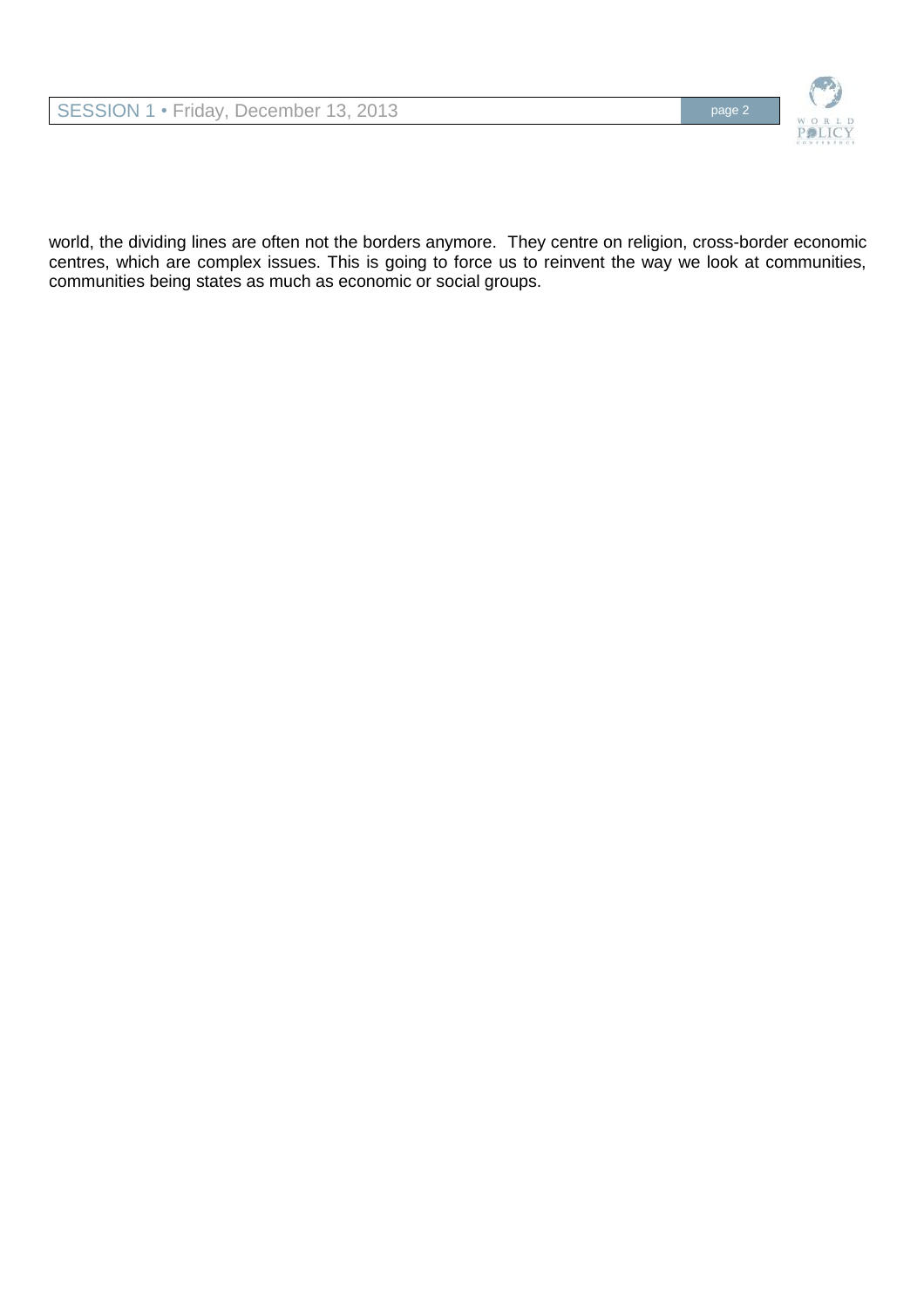world, the dividing lines are often not the borders anymore. They centre on religion, cross-border economic centres, which are complex issues. This is going to force us to reinvent the way we look at communities, communities being states as much as economic or social groups.